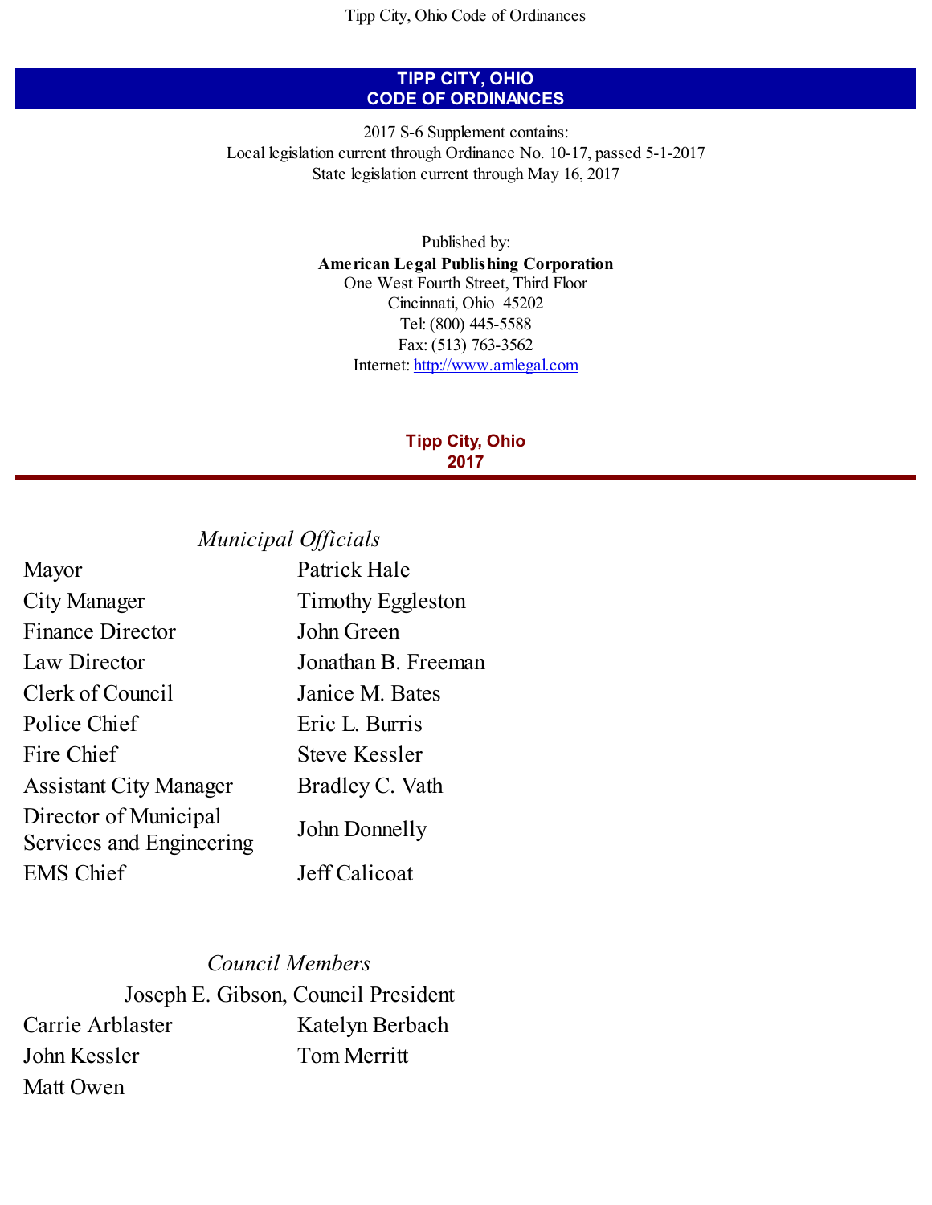# TIPP CITY, OHIO
# CODE OF ORDINANCES

2017 S-6 Supplement contains:
Local legislation current through Ordinance No. 10-17, passed 5-1-2017
State legislation current through May 16, 2017

Published by:
**American Legal Publishing Corporation**
One West Fourth Street, Third Floor
Cincinnati, Ohio 45202
Tel: (800) 445-5588
Fax: (513) 763-3562
Internet: http://www.amlegal.com

## Tipp City, Ohio
## 2017

*Municipal Officials*

| | |
|---|---|
| Mayor | Patrick Hale |
| City Manager | Timothy Eggleston |
| Finance Director | John Green |
| Law Director | Jonathan B. Freeman |
| Clerk of Council | Janice M. Bates |
| Police Chief | Eric L. Burris |
| Fire Chief | Steve Kessler |
| Assistant City Manager | Bradley C. Vath |
| Director of Municipal Services and Engineering | John Donnelly |
| EMS Chief | Jeff Calicoat |

*Council Members*

Joseph E. Gibson, Council President

| | |
|---|---|
| Carrie Arblaster | Katelyn Berbach |
| John Kessler | Tom Merritt |
| Matt Owen | |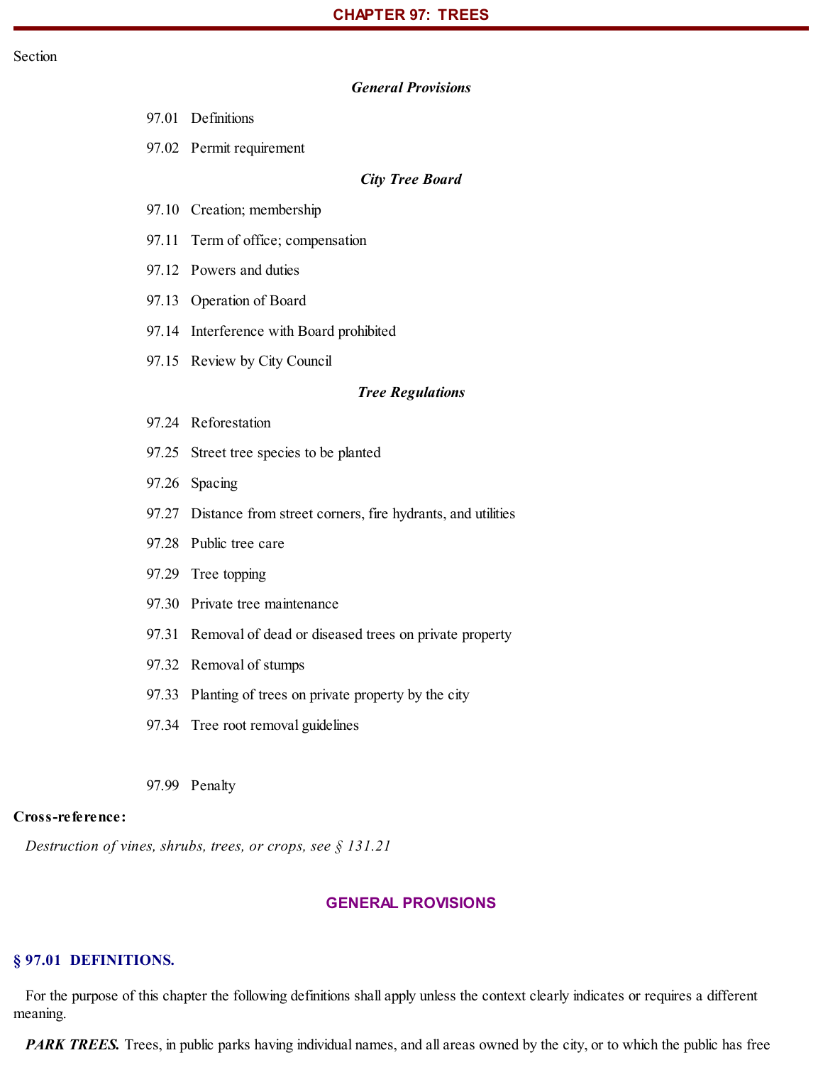# CHAPTER 97: TREES

Section

***General Provisions***

97.01 Definitions

97.02 Permit requirement

***City Tree Board***

97.10 Creation; membership

97.11 Term of office; compensation

97.12 Powers and duties

97.13 Operation of Board

97.14 Interference with Board prohibited

97.15 Review by City Council

***Tree Regulations***

97.24 Reforestation

97.25 Street tree species to be planted

97.26 Spacing

97.27 Distance from street corners, fire hydrants, and utilities

97.28 Public tree care

97.29 Tree topping

97.30 Private tree maintenance

97.31 Removal of dead or diseased trees on private property

97.32 Removal of stumps

97.33 Planting of trees on private property by the city

97.34 Tree root removal guidelines

97.99 Penalty

**Cross-reference:**

*Destruction of vines, shrubs, trees, or crops, see § 131.21*

## GENERAL PROVISIONS

### § 97.01 DEFINITIONS.

For the purpose of this chapter the following definitions shall apply unless the context clearly indicates or requires a different meaning.

***PARK TREES.*** Trees, in public parks having individual names, and all areas owned by the city, or to which the public has free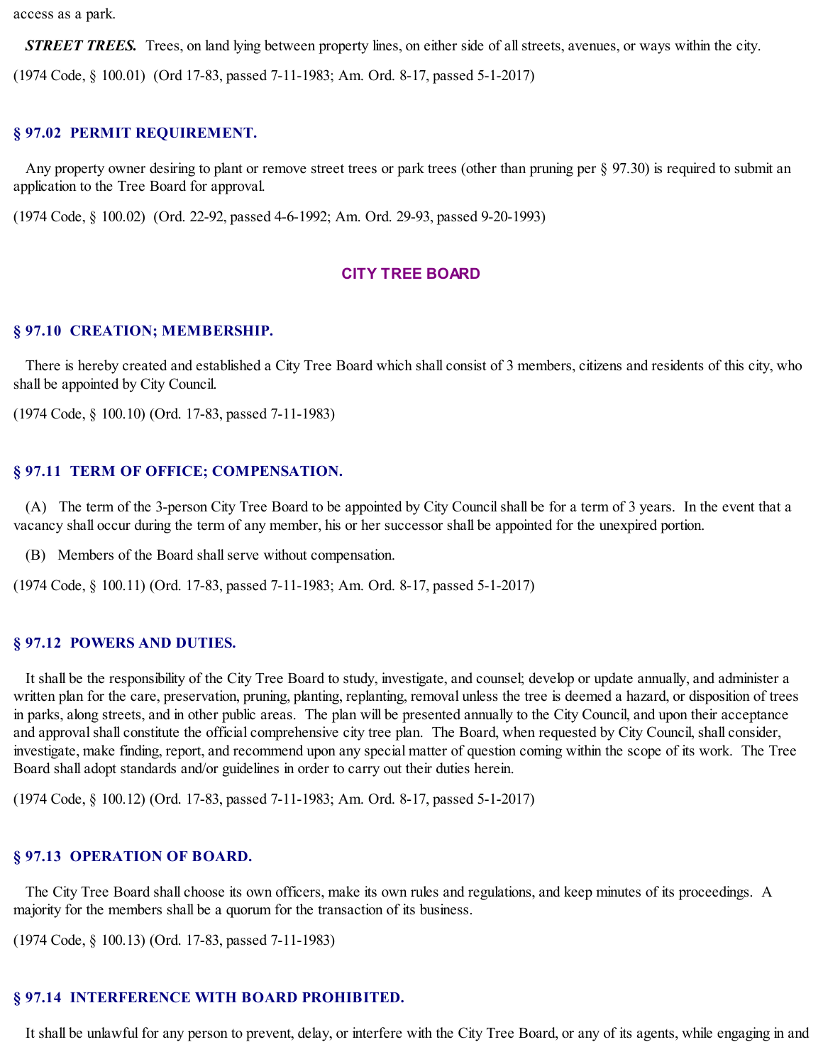access as a park.

***STREET TREES.*** Trees, on land lying between property lines, on either side of all streets, avenues, or ways within the city.

(1974 Code, § 100.01) (Ord 17-83, passed 7-11-1983; Am. Ord. 8-17, passed 5-1-2017)

### § 97.02 PERMIT REQUIREMENT.

Any property owner desiring to plant or remove street trees or park trees (other than pruning per § 97.30) is required to submit an application to the Tree Board for approval.

(1974 Code, § 100.02) (Ord. 22-92, passed 4-6-1992; Am. Ord. 29-93, passed 9-20-1993)

## CITY TREE BOARD

### § 97.10 CREATION; MEMBERSHIP.

There is hereby created and established a City Tree Board which shall consist of 3 members, citizens and residents of this city, who shall be appointed by City Council.

(1974 Code, § 100.10) (Ord. 17-83, passed 7-11-1983)

### § 97.11 TERM OF OFFICE; COMPENSATION.

(A) The term of the 3-person City Tree Board to be appointed by City Council shall be for a term of 3 years. In the event that a vacancy shall occur during the term of any member, his or her successor shall be appointed for the unexpired portion.

(B) Members of the Board shall serve without compensation.

(1974 Code, § 100.11) (Ord. 17-83, passed 7-11-1983; Am. Ord. 8-17, passed 5-1-2017)

### § 97.12 POWERS AND DUTIES.

It shall be the responsibility of the City Tree Board to study, investigate, and counsel; develop or update annually, and administer a written plan for the care, preservation, pruning, planting, replanting, removal unless the tree is deemed a hazard, or disposition of trees in parks, along streets, and in other public areas. The plan will be presented annually to the City Council, and upon their acceptance and approval shall constitute the official comprehensive city tree plan. The Board, when requested by City Council, shall consider, investigate, make finding, report, and recommend upon any special matter of question coming within the scope of its work. The Tree Board shall adopt standards and/or guidelines in order to carry out their duties herein.

(1974 Code, § 100.12) (Ord. 17-83, passed 7-11-1983; Am. Ord. 8-17, passed 5-1-2017)

### § 97.13 OPERATION OF BOARD.

The City Tree Board shall choose its own officers, make its own rules and regulations, and keep minutes of its proceedings. A majority for the members shall be a quorum for the transaction of its business.

(1974 Code, § 100.13) (Ord. 17-83, passed 7-11-1983)

### § 97.14 INTERFERENCE WITH BOARD PROHIBITED.

It shall be unlawful for any person to prevent, delay, or interfere with the City Tree Board, or any of its agents, while engaging in and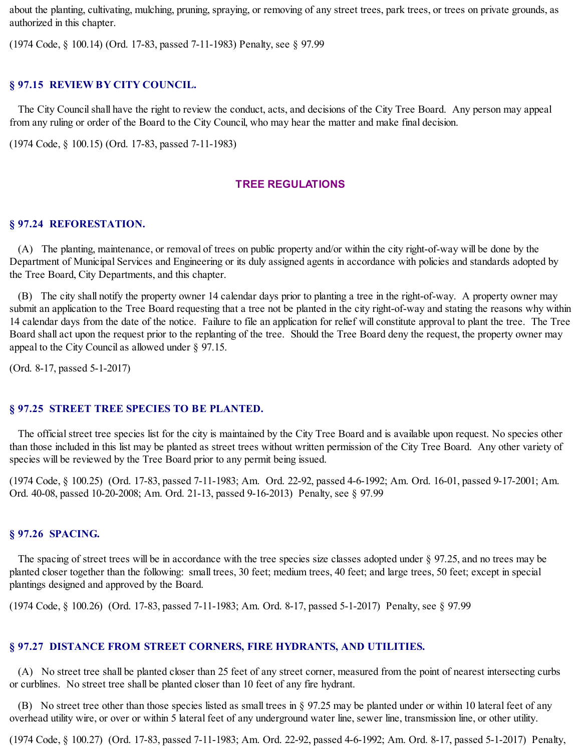about the planting, cultivating, mulching, pruning, spraying, or removing of any street trees, park trees, or trees on private grounds, as authorized in this chapter.

(1974 Code, § 100.14) (Ord. 17-83, passed 7-11-1983) Penalty, see § 97.99

### § 97.15 REVIEW BY CITY COUNCIL.

The City Council shall have the right to review the conduct, acts, and decisions of the City Tree Board. Any person may appeal from any ruling or order of the Board to the City Council, who may hear the matter and make final decision.

(1974 Code, § 100.15) (Ord. 17-83, passed 7-11-1983)

## TREE REGULATIONS

### § 97.24 REFORESTATION.

(A) The planting, maintenance, or removal of trees on public property and/or within the city right-of-way will be done by the Department of Municipal Services and Engineering or its duly assigned agents in accordance with policies and standards adopted by the Tree Board, City Departments, and this chapter.

(B) The city shall notify the property owner 14 calendar days prior to planting a tree in the right-of-way. A property owner may submit an application to the Tree Board requesting that a tree not be planted in the city right-of-way and stating the reasons why within 14 calendar days from the date of the notice. Failure to file an application for relief will constitute approval to plant the tree. The Tree Board shall act upon the request prior to the replanting of the tree. Should the Tree Board deny the request, the property owner may appeal to the City Council as allowed under § 97.15.

(Ord. 8-17, passed 5-1-2017)

### § 97.25 STREET TREE SPECIES TO BE PLANTED.

The official street tree species list for the city is maintained by the City Tree Board and is available upon request. No species other than those included in this list may be planted as street trees without written permission of the City Tree Board. Any other variety of species will be reviewed by the Tree Board prior to any permit being issued.

(1974 Code, § 100.25) (Ord. 17-83, passed 7-11-1983; Am. Ord. 22-92, passed 4-6-1992; Am. Ord. 16-01, passed 9-17-2001; Am. Ord. 40-08, passed 10-20-2008; Am. Ord. 21-13, passed 9-16-2013) Penalty, see § 97.99

### § 97.26 SPACING.

The spacing of street trees will be in accordance with the tree species size classes adopted under § 97.25, and no trees may be planted closer together than the following: small trees, 30 feet; medium trees, 40 feet; and large trees, 50 feet; except in special plantings designed and approved by the Board.

(1974 Code, § 100.26) (Ord. 17-83, passed 7-11-1983; Am. Ord. 8-17, passed 5-1-2017) Penalty, see § 97.99

### § 97.27 DISTANCE FROM STREET CORNERS, FIRE HYDRANTS, AND UTILITIES.

(A) No street tree shall be planted closer than 25 feet of any street corner, measured from the point of nearest intersecting curbs or curblines. No street tree shall be planted closer than 10 feet of any fire hydrant.

(B) No street tree other than those species listed as small trees in § 97.25 may be planted under or within 10 lateral feet of any overhead utility wire, or over or within 5 lateral feet of any underground water line, sewer line, transmission line, or other utility.

(1974 Code, § 100.27) (Ord. 17-83, passed 7-11-1983; Am. Ord. 22-92, passed 4-6-1992; Am. Ord. 8-17, passed 5-1-2017) Penalty,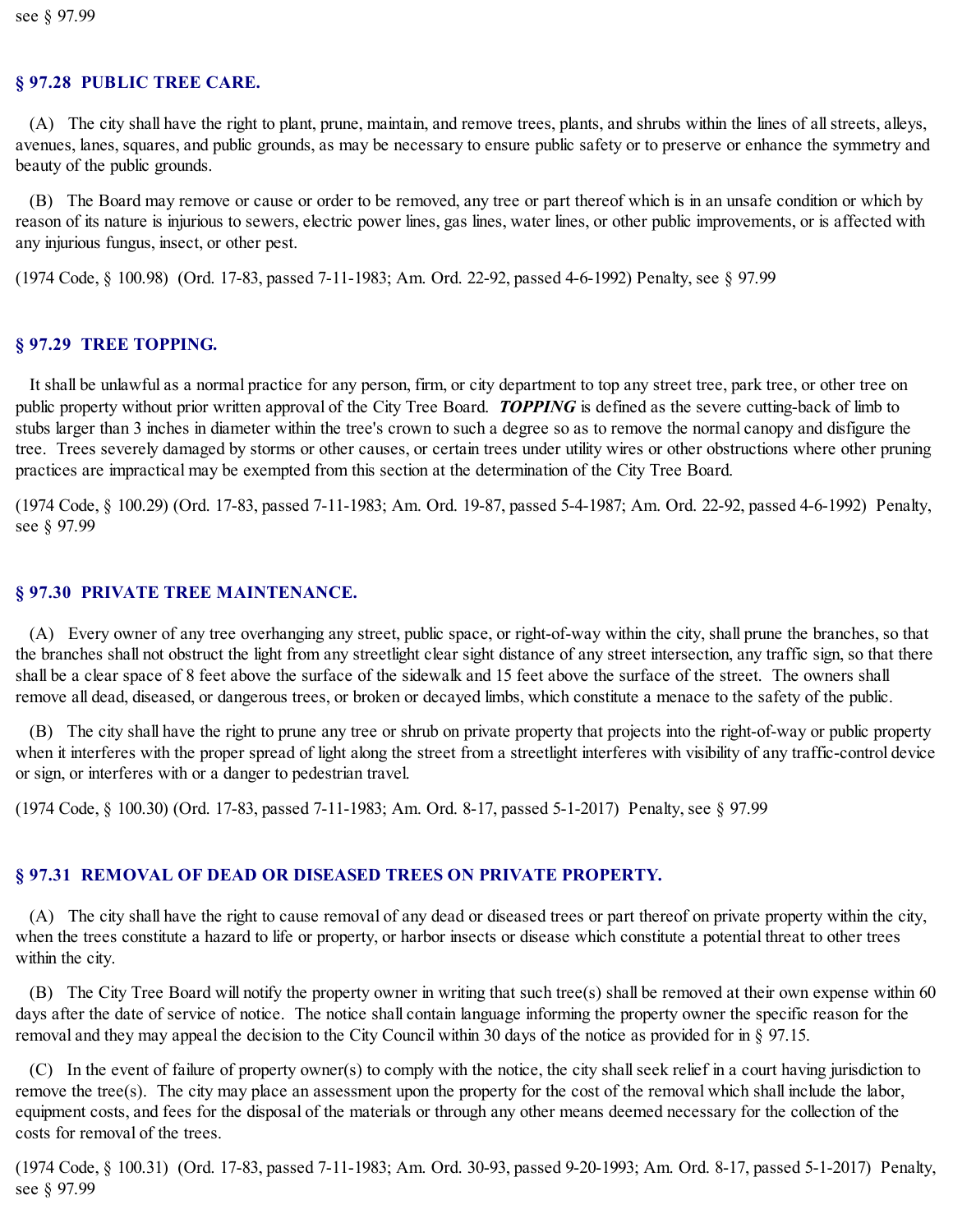see § 97.99

## § 97.28 PUBLIC TREE CARE.

(A) The city shall have the right to plant, prune, maintain, and remove trees, plants, and shrubs within the lines of all streets, alleys, avenues, lanes, squares, and public grounds, as may be necessary to ensure public safety or to preserve or enhance the symmetry and beauty of the public grounds.

(B) The Board may remove or cause or order to be removed, any tree or part thereof which is in an unsafe condition or which by reason of its nature is injurious to sewers, electric power lines, gas lines, water lines, or other public improvements, or is affected with any injurious fungus, insect, or other pest.

(1974 Code, § 100.98) (Ord. 17-83, passed 7-11-1983; Am. Ord. 22-92, passed 4-6-1992) Penalty, see § 97.99

## § 97.29 TREE TOPPING.

It shall be unlawful as a normal practice for any person, firm, or city department to top any street tree, park tree, or other tree on public property without prior written approval of the City Tree Board. ***TOPPING*** is defined as the severe cutting-back of limb to stubs larger than 3 inches in diameter within the tree's crown to such a degree so as to remove the normal canopy and disfigure the tree. Trees severely damaged by storms or other causes, or certain trees under utility wires or other obstructions where other pruning practices are impractical may be exempted from this section at the determination of the City Tree Board.

(1974 Code, § 100.29) (Ord. 17-83, passed 7-11-1983; Am. Ord. 19-87, passed 5-4-1987; Am. Ord. 22-92, passed 4-6-1992) Penalty, see § 97.99

## § 97.30 PRIVATE TREE MAINTENANCE.

(A) Every owner of any tree overhanging any street, public space, or right-of-way within the city, shall prune the branches, so that the branches shall not obstruct the light from any streetlight clear sight distance of any street intersection, any traffic sign, so that there shall be a clear space of 8 feet above the surface of the sidewalk and 15 feet above the surface of the street. The owners shall remove all dead, diseased, or dangerous trees, or broken or decayed limbs, which constitute a menace to the safety of the public.

(B) The city shall have the right to prune any tree or shrub on private property that projects into the right-of-way or public property when it interferes with the proper spread of light along the street from a streetlight interferes with visibility of any traffic-control device or sign, or interferes with or a danger to pedestrian travel.

(1974 Code, § 100.30) (Ord. 17-83, passed 7-11-1983; Am. Ord. 8-17, passed 5-1-2017) Penalty, see § 97.99

## § 97.31 REMOVAL OF DEAD OR DISEASED TREES ON PRIVATE PROPERTY.

(A) The city shall have the right to cause removal of any dead or diseased trees or part thereof on private property within the city, when the trees constitute a hazard to life or property, or harbor insects or disease which constitute a potential threat to other trees within the city.

(B) The City Tree Board will notify the property owner in writing that such tree(s) shall be removed at their own expense within 60 days after the date of service of notice. The notice shall contain language informing the property owner the specific reason for the removal and they may appeal the decision to the City Council within 30 days of the notice as provided for in § 97.15.

(C) In the event of failure of property owner(s) to comply with the notice, the city shall seek relief in a court having jurisdiction to remove the tree(s). The city may place an assessment upon the property for the cost of the removal which shall include the labor, equipment costs, and fees for the disposal of the materials or through any other means deemed necessary for the collection of the costs for removal of the trees.

(1974 Code, § 100.31) (Ord. 17-83, passed 7-11-1983; Am. Ord. 30-93, passed 9-20-1993; Am. Ord. 8-17, passed 5-1-2017) Penalty, see § 97.99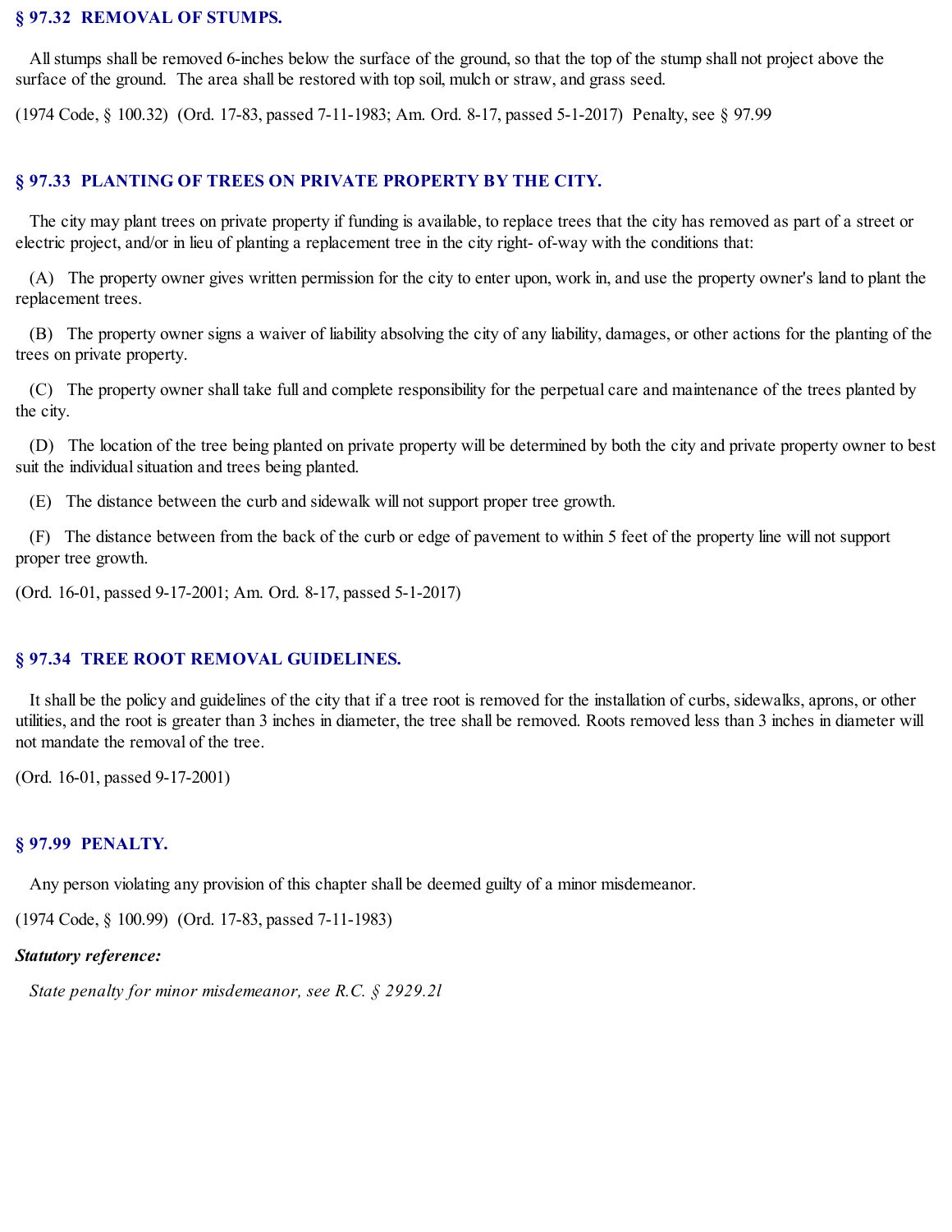## § 97.32 REMOVAL OF STUMPS.

All stumps shall be removed 6-inches below the surface of the ground, so that the top of the stump shall not project above the surface of the ground. The area shall be restored with top soil, mulch or straw, and grass seed.

(1974 Code, § 100.32) (Ord. 17-83, passed 7-11-1983; Am. Ord. 8-17, passed 5-1-2017) Penalty, see § 97.99

## § 97.33 PLANTING OF TREES ON PRIVATE PROPERTY BY THE CITY.

The city may plant trees on private property if funding is available, to replace trees that the city has removed as part of a street or electric project, and/or in lieu of planting a replacement tree in the city right- of-way with the conditions that:

(A) The property owner gives written permission for the city to enter upon, work in, and use the property owner's land to plant the replacement trees.

(B) The property owner signs a waiver of liability absolving the city of any liability, damages, or other actions for the planting of the trees on private property.

(C) The property owner shall take full and complete responsibility for the perpetual care and maintenance of the trees planted by the city.

(D) The location of the tree being planted on private property will be determined by both the city and private property owner to best suit the individual situation and trees being planted.

(E) The distance between the curb and sidewalk will not support proper tree growth.

(F) The distance between from the back of the curb or edge of pavement to within 5 feet of the property line will not support proper tree growth.

(Ord. 16-01, passed 9-17-2001; Am. Ord. 8-17, passed 5-1-2017)

## § 97.34 TREE ROOT REMOVAL GUIDELINES.

It shall be the policy and guidelines of the city that if a tree root is removed for the installation of curbs, sidewalks, aprons, or other utilities, and the root is greater than 3 inches in diameter, the tree shall be removed. Roots removed less than 3 inches in diameter will not mandate the removal of the tree.

(Ord. 16-01, passed 9-17-2001)

## § 97.99 PENALTY.

Any person violating any provision of this chapter shall be deemed guilty of a minor misdemeanor.

(1974 Code, § 100.99) (Ord. 17-83, passed 7-11-1983)

***Statutory reference:***

*State penalty for minor misdemeanor, see R.C. § 2929.21*